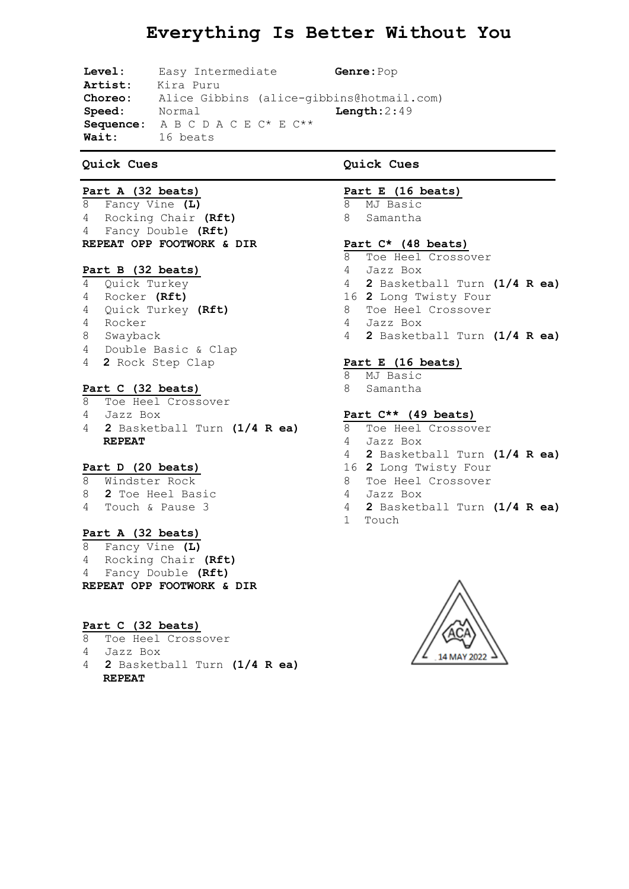# Everything Is Better Without You

**Level:** Easy Intermediate **Genre:** Pop
**Artist:** Kira Puru
**Choreo:** Alice Gibbins (alice-gibbins@hotmail.com)
**Speed:** Normal **Length:** 2:49
**Sequence:** A B C D A C E C* E C**
**Wait:** 16 beats

## Quick Cues

**Part A (32 beats)**
8 Fancy Vine **(L)**
4 Rocking Chair **(Rft)**
4 Fancy Double **(Rft)**
**REPEAT OPP FOOTWORK & DIR**

**Part B (32 beats)**
4 Quick Turkey
4 Rocker **(Rft)**
4 Quick Turkey **(Rft)**
4 Rocker
8 Swayback
4 Double Basic & Clap
4 **2** Rock Step Clap

**Part C (32 beats)**
8 Toe Heel Crossover
4 Jazz Box
4 **2** Basketball Turn **(1/4 R ea)**
**REPEAT**

**Part D (20 beats)**
8 Windster Rock
8 **2** Toe Heel Basic
4 Touch & Pause 3

**Part A (32 beats)**
8 Fancy Vine **(L)**
4 Rocking Chair **(Rft)**
4 Fancy Double **(Rft)**
**REPEAT OPP FOOTWORK & DIR**

**Part C (32 beats)**
8 Toe Heel Crossover
4 Jazz Box
4 **2** Basketball Turn **(1/4 R ea)**
**REPEAT**

## Quick Cues

**Part E (16 beats)**
8 MJ Basic
8 Samantha

**Part C* (48 beats)**
8 Toe Heel Crossover
4 Jazz Box
4 **2** Basketball Turn **(1/4 R ea)**
16 **2** Long Twisty Four
8 Toe Heel Crossover
4 Jazz Box
4 **2** Basketball Turn **(1/4 R ea)**

**Part E (16 beats)**
8 MJ Basic
8 Samantha

**Part C** (49 beats)**
8 Toe Heel Crossover
4 Jazz Box
4 **2** Basketball Turn **(1/4 R ea)**
16 **2** Long Twisty Four
8 Toe Heel Crossover
4 Jazz Box
4 **2** Basketball Turn **(1/4 R ea)**
1 Touch

ACA 14 MAY 2022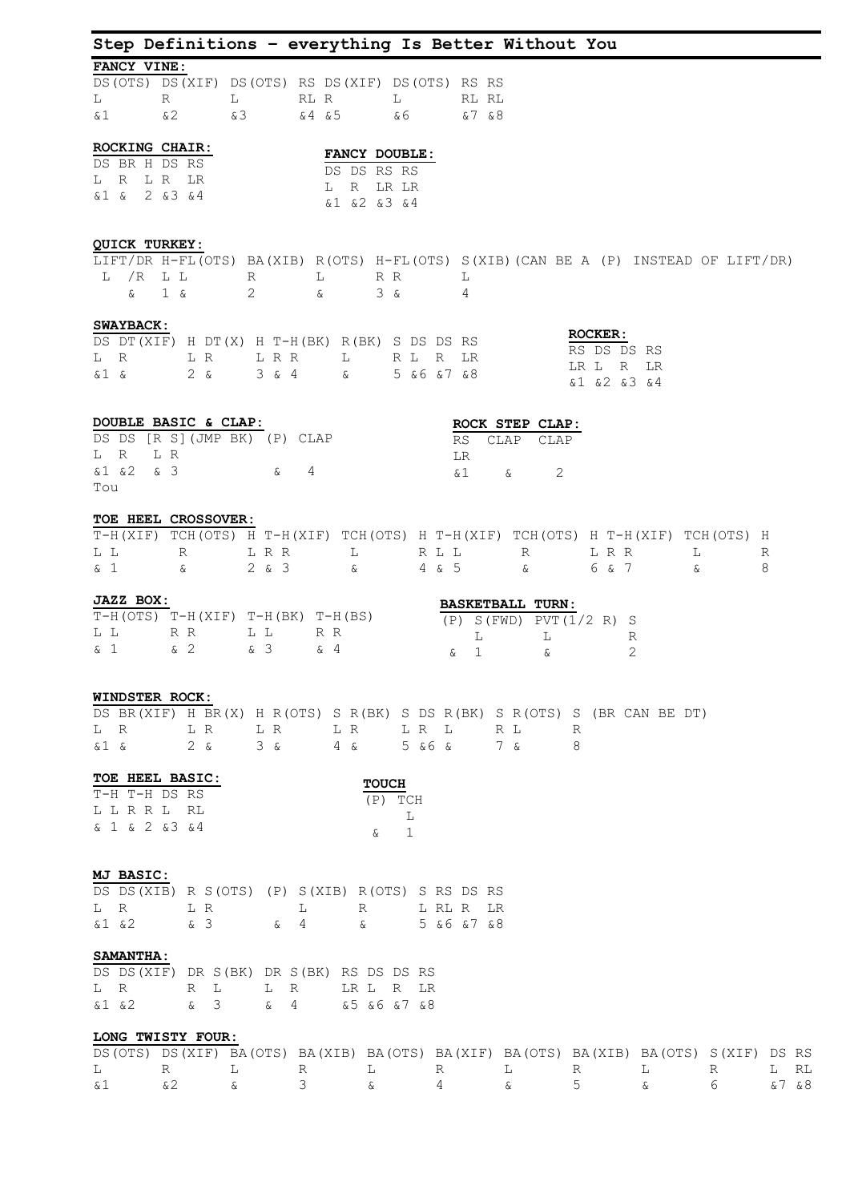## Step Definitions – everything Is Better Without You

**FANCY VINE:**

```
DS(OTS) DS(XIF) DS(OTS) RS DS(XIF) DS(OTS) RS RS
L       R       L       RL R      L       RL RL
&1      &2      &3      &4 &5     &6      &7 &8
```

**ROCKING CHAIR:**

```
DS BR H DS RS
L  R  L R  LR
&1 &  2 &3 &4
```

**FANCY DOUBLE:**

```
DS DS RS RS
L  R  LR LR
&1 &2 &3 &4
```

**QUICK TURKEY:**

```
LIFT/DR H-FL(OTS) BA(XIB) R(OTS) H-FL(OTS) S(XIB)(CAN BE A (P) INSTEAD OF LIFT/DR)
 L  /R  L L       R       L      R R       L
    &   1 &       2       &      3 &       4
```

**SWAYBACK:**

```
DS DT(XIF) H DT(X) H T-H(BK) R(BK) S DS DS RS
L  R       L R     L R R     L     R L  R  LR
&1 &       2 &     3 & 4     &     5 &6 &7 &8
```

**ROCKER:**

```
RS DS DS RS
LR L  R  LR
&1 &2 &3 &4
```

**DOUBLE BASIC & CLAP:**

```
DS DS [R S](JMP BK) (P) CLAP
L  R   L R
&1 &2  & 3          &   4
Tou
```

**ROCK STEP CLAP:**

```
RS  CLAP  CLAP
LR
&1  &     2
```

**TOE HEEL CROSSOVER:**

```
T-H(XIF) TCH(OTS) H T-H(XIF) TCH(OTS) H T-H(XIF) TCH(OTS) H T-H(XIF) TCH(OTS) H
L L      R        L R R      L        R L L      R        L R R      L        R
& 1      &        2 & 3      &        4 & 5      &        6 & 7      &        8
```

**JAZZ BOX:**

```
T-H(OTS) T-H(XIF) T-H(BK) T-H(BS)
L L      R R      L L     R R
& 1      & 2      & 3     & 4
```

**BASKETBALL TURN:**

```
(P) S(FWD) PVT(1/2 R) S
    L      L          R
&   1      &          2
```

**WINDSTER ROCK:**

```
DS BR(XIF) H BR(X) H R(OTS) S R(BK) S DS R(BK) S R(OTS) S (BR CAN BE DT)
L  R       L R     L R      L R     L R  L     R L      R
&1 &       2 &     3 &      4 &     5 &6 &     7 &      8
```

**TOE HEEL BASIC:**

```
T-H T-H DS RS
L L R R L  RL
& 1 & 2 &3 &4
```

**TOUCH**

```
(P) TCH
    L
&   1
```

**MJ BASIC:**

```
DS DS(XIB) R S(OTS) (P) S(XIB) R(OTS) S RS DS RS
L  R       L R          L      R      L RL R  LR
&1 &2      & 3      &   4      &      5 &6 &7 &8
```

**SAMANTHA:**

```
DS DS(XIF) DR S(BK) DR S(BK) RS DS DS RS
L  R       R  L     L  R     LR L  R  LR
&1 &2      &  3     &  4     &5 &6 &7 &8
```

**LONG TWISTY FOUR:**

```
DS(OTS) DS(XIF) BA(OTS) BA(XIB) BA(OTS) BA(XIF) BA(OTS) BA(XIB) BA(OTS) S(XIF) DS RS
L       R       L       R       L       R       L       R       L       R      L  RL
&1      &2      &       3       &       4       &       5       &       6      &7 &8
```